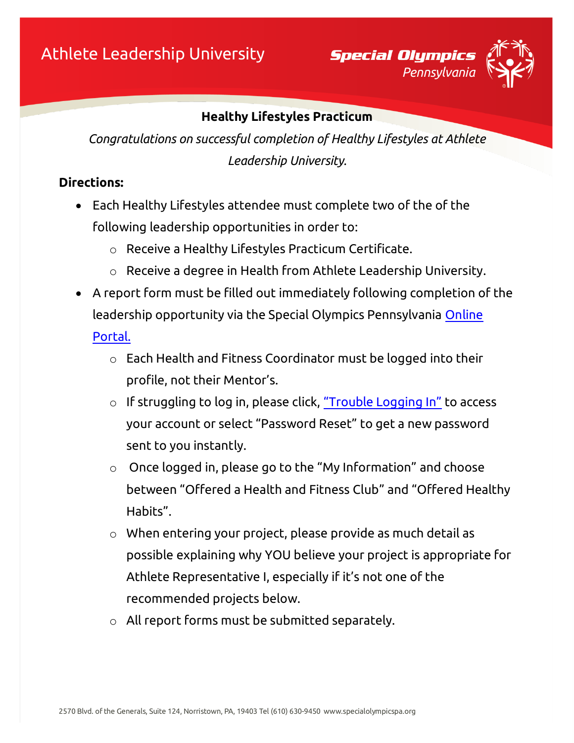# Athlete Leadership University

**Special Olympics** *Pennsylvania*

## Healthy Lifestyles Practicum

*Congratulations on successful completion of Healthy Lifestyles at Athlete Leadership University.*

**Directions:**

- Each Healthy Lifestyles attendee must complete two of the of the following leadership opportunities in order to:
  - Receive a Healthy Lifestyles Practicum Certificate.
  - Receive a degree in Health from Athlete Leadership University.
- A report form must be filled out immediately following completion of the leadership opportunity via the Special Olympics Pennsylvania [Online Portal.]()
  - Each Health and Fitness Coordinator must be logged into their profile, not their Mentor's.
  - If struggling to log in, please click, ["Trouble Logging In"]() to access your account or select "Password Reset" to get a new password sent to you instantly.
  - Once logged in, please go to the "My Information" and choose between "Offered a Health and Fitness Club" and "Offered Healthy Habits".
  - When entering your project, please provide as much detail as possible explaining why YOU believe your project is appropriate for Athlete Representative I, especially if it's not one of the recommended projects below.
  - All report forms must be submitted separately.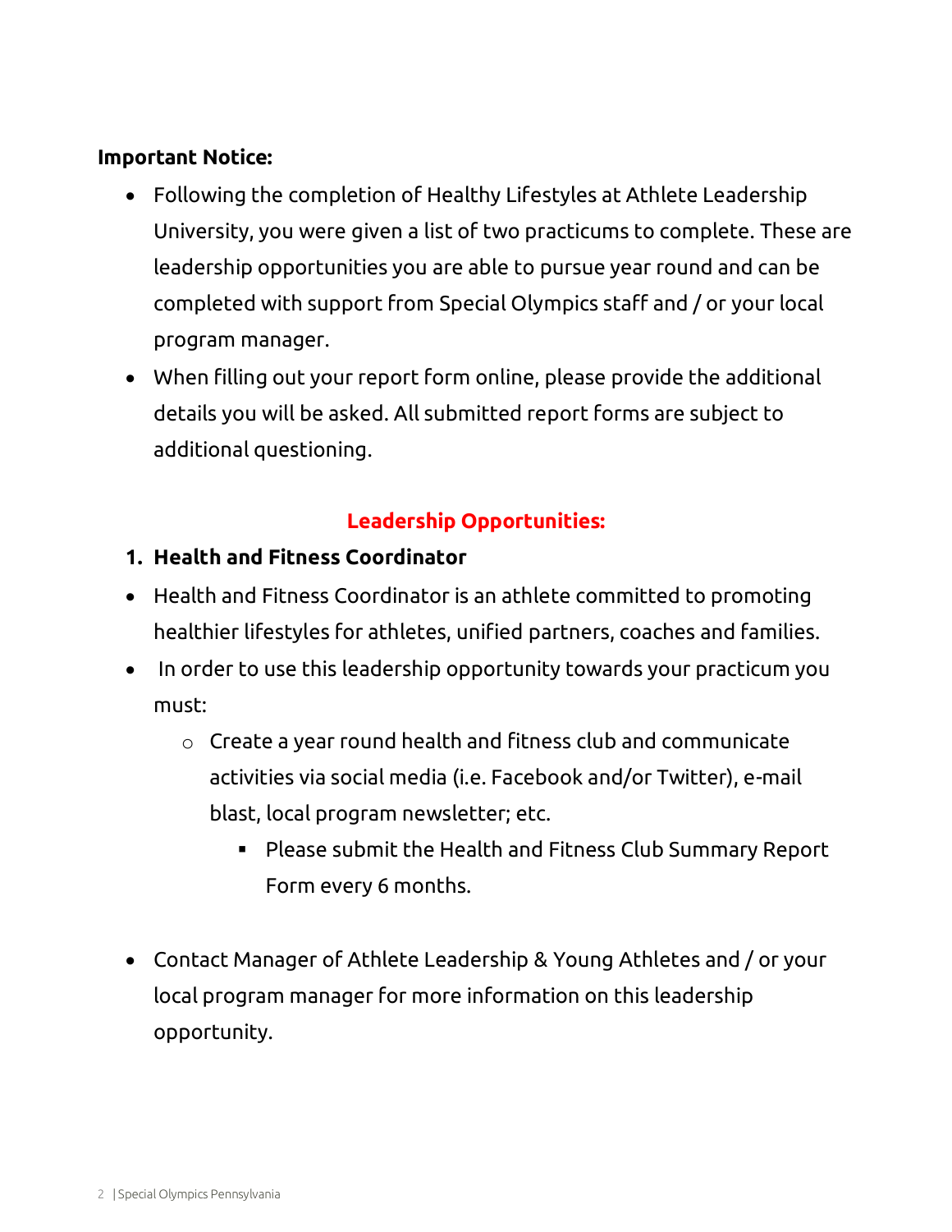**Important Notice:**

- Following the completion of Healthy Lifestyles at Athlete Leadership University, you were given a list of two practicums to complete. These are leadership opportunities you are able to pursue year round and can be completed with support from Special Olympics staff and / or your local program manager.
- When filling out your report form online, please provide the additional details you will be asked. All submitted report forms are subject to additional questioning.

## Leadership Opportunities:

1. **Health and Fitness Coordinator**

- Health and Fitness Coordinator is an athlete committed to promoting healthier lifestyles for athletes, unified partners, coaches and families.
- In order to use this leadership opportunity towards your practicum you must:
  - Create a year round health and fitness club and communicate activities via social media (i.e. Facebook and/or Twitter), e-mail blast, local program newsletter; etc.
    - Please submit the Health and Fitness Club Summary Report Form every 6 months.

- Contact Manager of Athlete Leadership & Young Athletes and / or your local program manager for more information on this leadership opportunity.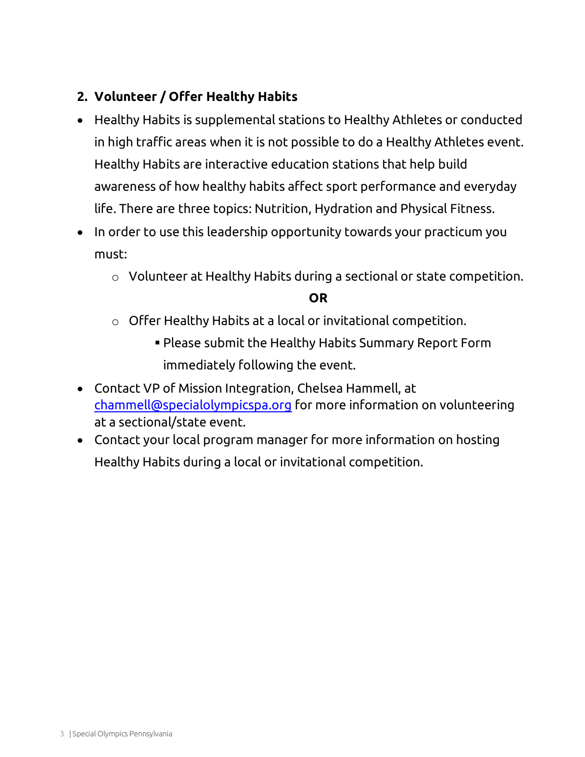## 2. Volunteer / Offer Healthy Habits

- Healthy Habits is supplemental stations to Healthy Athletes or conducted in high traffic areas when it is not possible to do a Healthy Athletes event. Healthy Habits are interactive education stations that help build awareness of how healthy habits affect sport performance and everyday life. There are three topics: Nutrition, Hydration and Physical Fitness.
- In order to use this leadership opportunity towards your practicum you must:
  - Volunteer at Healthy Habits during a sectional or state competition.

    **OR**

  - Offer Healthy Habits at a local or invitational competition.
    - Please submit the Healthy Habits Summary Report Form immediately following the event.
- Contact VP of Mission Integration, Chelsea Hammell, at chammell@specialolympicspa.org for more information on volunteering at a sectional/state event.
- Contact your local program manager for more information on hosting Healthy Habits during a local or invitational competition.